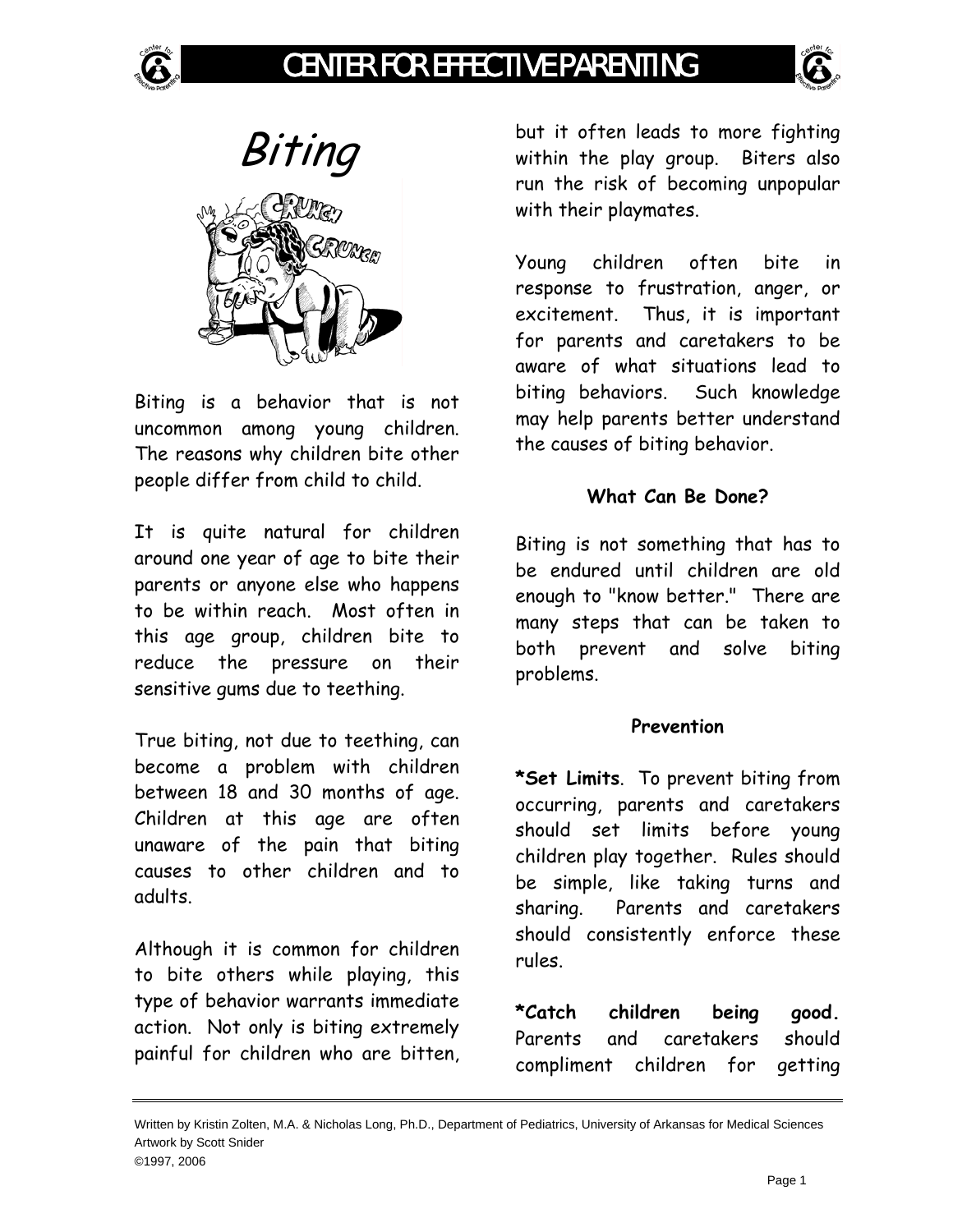# Biting

Biting is a behavior that is not uncommon among young children. The reasons why children bite other people differ from child to child.

It is quite natural for children around one year of age to bite their parents or anyone else who happens to be within reach. Most often in this age group, children bite to reduce the pressure on their sensitive gums due to teething.

True biting, not due to teething, can become a problem with children between 18 and 30 months of age. Children at this age are often unaware of the pain that biting causes to other children and to adults.

Although it is common for children to bite others while playing, this type of behavior warrants immediate action. Not only is biting extremely painful for children who are bitten, but it often leads to more fighting within the play group. Biters also run the risk of becoming unpopular with their playmates.

Young children often bite in response to frustration, anger, or excitement. Thus, it is important for parents and caretakers to be aware of what situations lead to biting behaviors. Such knowledge may help parents better understand the causes of biting behavior.

## What Can Be Done?

Biting is not something that has to be endured until children are old enough to "know better." There are many steps that can be taken to both prevent and solve biting problems.

### Prevention

***Set Limits**. To prevent biting from occurring, parents and caretakers should set limits before young children play together. Rules should be simple, like taking turns and sharing. Parents and caretakers should consistently enforce these rules.

***Catch children being good.** Parents and caretakers should compliment children for getting

Written by Kristin Zolten, M.A. & Nicholas Long, Ph.D., Department of Pediatrics, University of Arkansas for Medical Sciences
Artwork by Scott Snider
©1997, 2006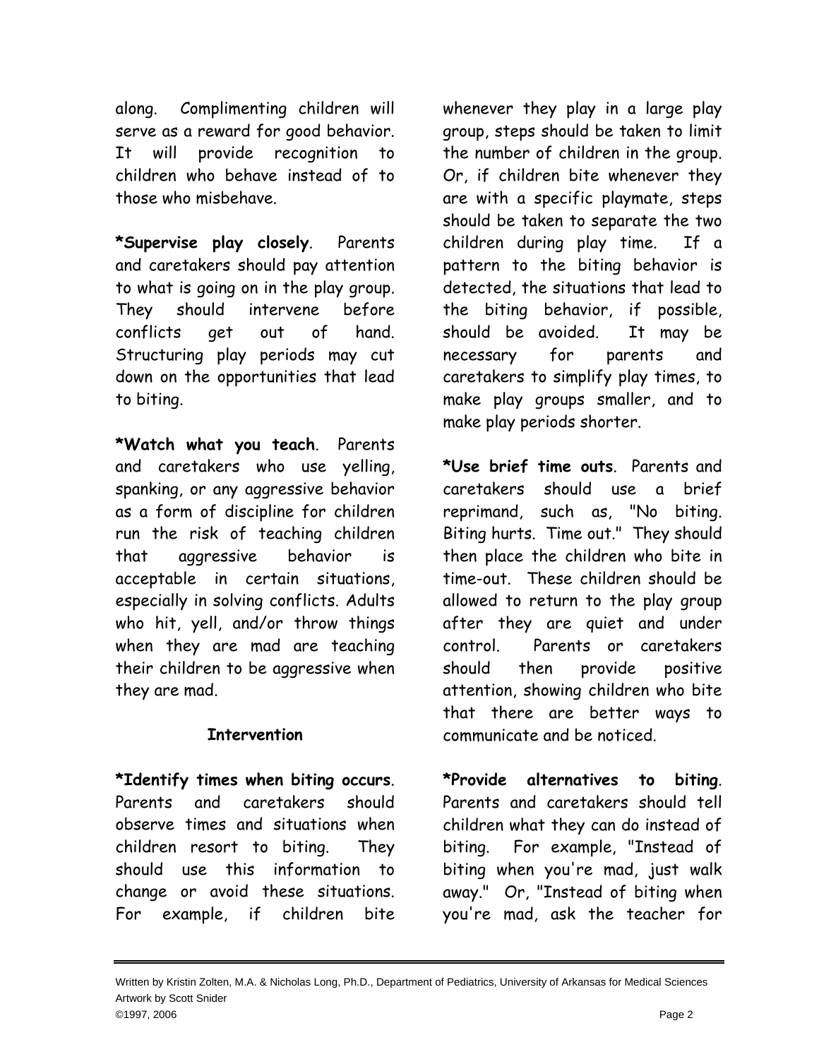along. Complimenting children will serve as a reward for good behavior. It will provide recognition to children who behave instead of to those who misbehave.

***Supervise play closely**. Parents and caretakers should pay attention to what is going on in the play group. They should intervene before conflicts get out of hand. Structuring play periods may cut down on the opportunities that lead to biting.

***Watch what you teach**. Parents and caretakers who use yelling, spanking, or any aggressive behavior as a form of discipline for children run the risk of teaching children that aggressive behavior is acceptable in certain situations, especially in solving conflicts. Adults who hit, yell, and/or throw things when they are mad are teaching their children to be aggressive when they are mad.

## Intervention

***Identify times when biting occurs**. Parents and caretakers should observe times and situations when children resort to biting. They should use this information to change or avoid these situations. For example, if children bite whenever they play in a large play group, steps should be taken to limit the number of children in the group. Or, if children bite whenever they are with a specific playmate, steps should be taken to separate the two children during play time. If a pattern to the biting behavior is detected, the situations that lead to the biting behavior, if possible, should be avoided. It may be necessary for parents and caretakers to simplify play times, to make play groups smaller, and to make play periods shorter.

***Use brief time outs**. Parents and caretakers should use a brief reprimand, such as, "No biting. Biting hurts. Time out." They should then place the children who bite in time-out. These children should be allowed to return to the play group after they are quiet and under control. Parents or caretakers should then provide positive attention, showing children who bite that there are better ways to communicate and be noticed.

***Provide alternatives to biting**. Parents and caretakers should tell children what they can do instead of biting. For example, "Instead of biting when you're mad, just walk away." Or, "Instead of biting when you're mad, ask the teacher for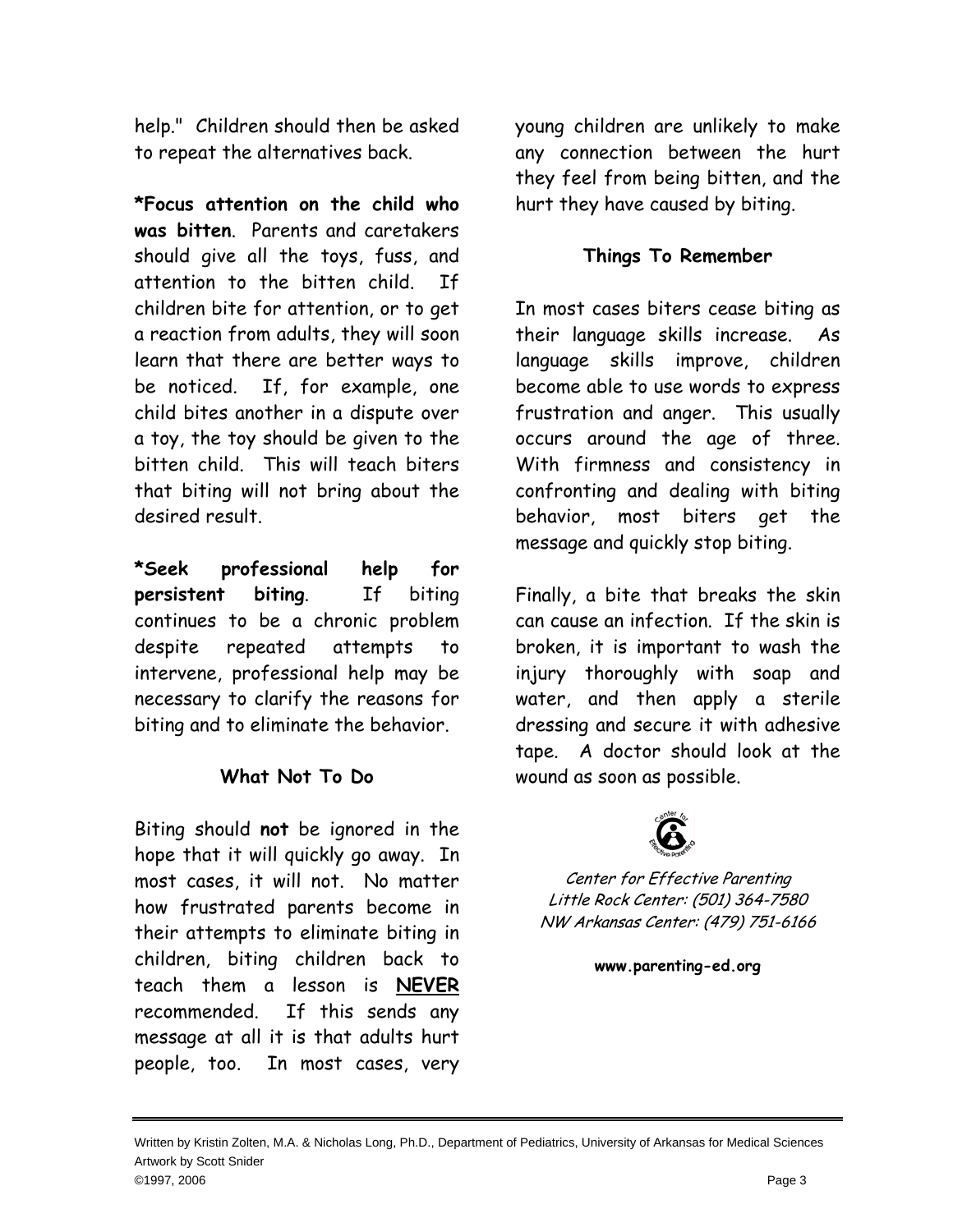help." Children should then be asked to repeat the alternatives back.

***Focus attention on the child who was bitten**. Parents and caretakers should give all the toys, fuss, and attention to the bitten child. If children bite for attention, or to get a reaction from adults, they will soon learn that there are better ways to be noticed. If, for example, one child bites another in a dispute over a toy, the toy should be given to the bitten child. This will teach biters that biting will not bring about the desired result.

***Seek professional help for persistent biting**. If biting continues to be a chronic problem despite repeated attempts to intervene, professional help may be necessary to clarify the reasons for biting and to eliminate the behavior.

### What Not To Do

Biting should **not** be ignored in the hope that it will quickly go away. In most cases, it will not. No matter how frustrated parents become in their attempts to eliminate biting in children, biting children back to teach them a lesson is **NEVER** recommended. If this sends any message at all it is that adults hurt people, too. In most cases, very young children are unlikely to make any connection between the hurt they feel from being bitten, and the hurt they have caused by biting.

### Things To Remember

In most cases biters cease biting as their language skills increase. As language skills improve, children become able to use words to express frustration and anger. This usually occurs around the age of three. With firmness and consistency in confronting and dealing with biting behavior, most biters get the message and quickly stop biting.

Finally, a bite that breaks the skin can cause an infection. If the skin is broken, it is important to wash the injury thoroughly with soap and water, and then apply a sterile dressing and secure it with adhesive tape. A doctor should look at the wound as soon as possible.

*Center for Effective Parenting*
*Little Rock Center: (501) 364-7580*
*NW Arkansas Center: (479) 751-6166*

**www.parenting-ed.org**

Written by Kristin Zolten, M.A. & Nicholas Long, Ph.D., Department of Pediatrics, University of Arkansas for Medical Sciences
Artwork by Scott Snider
©1997, 2006